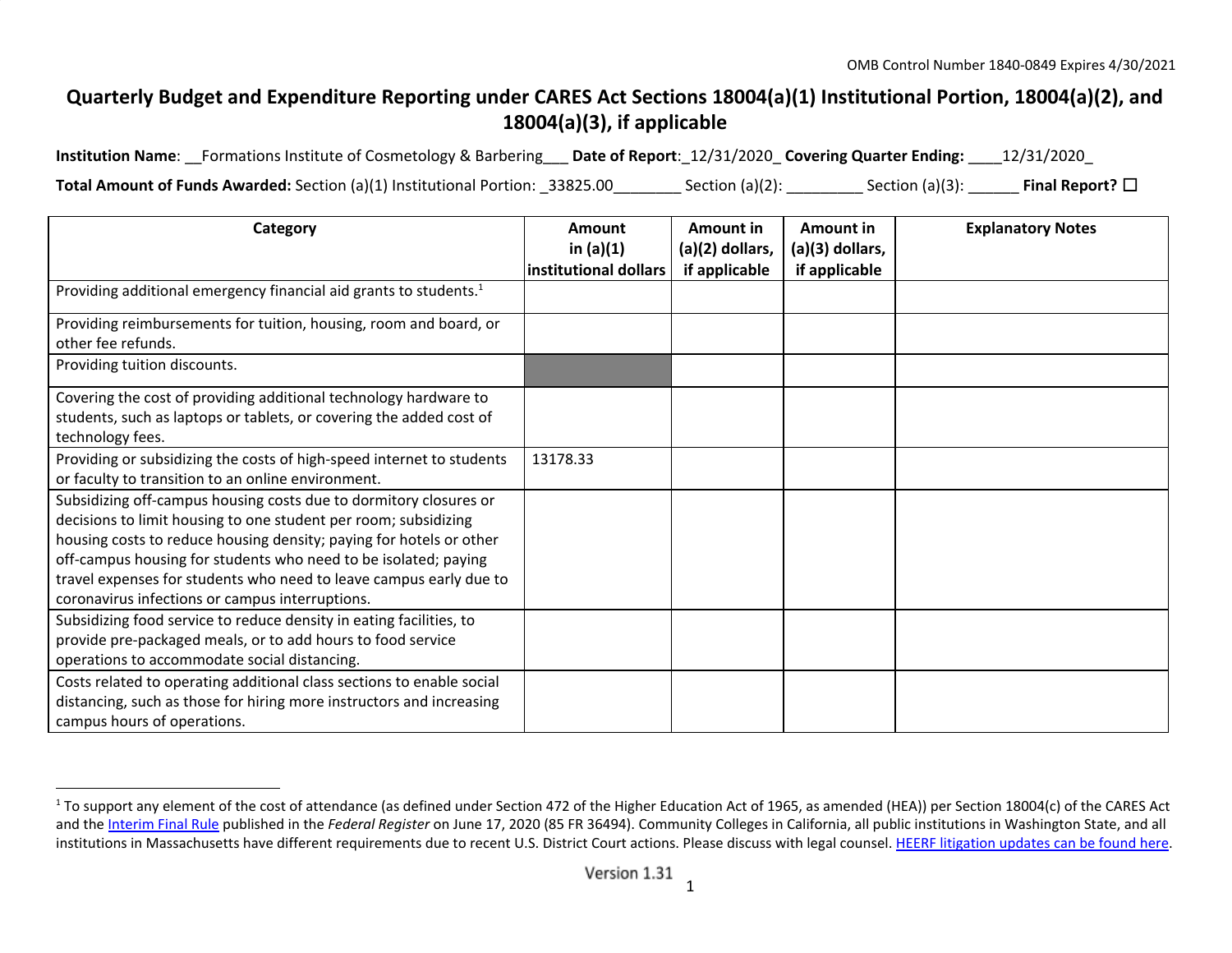OMB Control Number 1840-0849 Expires 4/30/2021

# Quarterly Budget and Expenditure Reporting under CARES Act Sections 18004(a)(1) Institutional Portion, 18004(a)(2), and 18004(a)(3), if applicable

**Institution Name**: __Formations Institute of Cosmetology & Barbering___ **Date of Report**:_12/31/2020_ **Covering Quarter Ending:** ____12/31/2020_

**Total Amount of Funds Awarded:** Section (a)(1) Institutional Portion: _33825.00________ Section (a)(2): _________ Section (a)(3): ______ **Final Report?** ☐

| Category | Amount in (a)(1) institutional dollars | Amount in (a)(2) dollars, if applicable | Amount in (a)(3) dollars, if applicable | Explanatory Notes |
|---|---|---|---|---|
| Providing additional emergency financial aid grants to students.[1] | | | | |
| Providing reimbursements for tuition, housing, room and board, or other fee refunds. | | | | |
| Providing tuition discounts. | | | | |
| Covering the cost of providing additional technology hardware to students, such as laptops or tablets, or covering the added cost of technology fees. | | | | |
| Providing or subsidizing the costs of high-speed internet to students or faculty to transition to an online environment. | 13178.33 | | | |
| Subsidizing off-campus housing costs due to dormitory closures or decisions to limit housing to one student per room; subsidizing housing costs to reduce housing density; paying for hotels or other off-campus housing for students who need to be isolated; paying travel expenses for students who need to leave campus early due to coronavirus infections or campus interruptions. | | | | |
| Subsidizing food service to reduce density in eating facilities, to provide pre-packaged meals, or to add hours to food service operations to accommodate social distancing. | | | | |
| Costs related to operating additional class sections to enable social distancing, such as those for hiring more instructors and increasing campus hours of operations. | | | | |

[1] To support any element of the cost of attendance (as defined under Section 472 of the Higher Education Act of 1965, as amended (HEA)) per Section 18004(c) of the CARES Act and the Interim Final Rule published in the *Federal Register* on June 17, 2020 (85 FR 36494). Community Colleges in California, all public institutions in Washington State, and all institutions in Massachusetts have different requirements due to recent U.S. District Court actions. Please discuss with legal counsel. HEERF litigation updates can be found here.

Version 1.31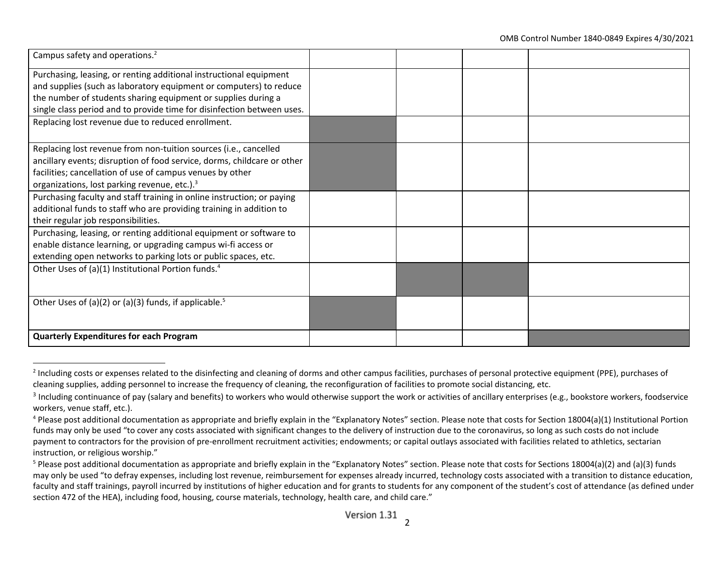| | | | | |
|---|---|---|---|---|
| Campus safety and operations.[2] | | | | |
| Purchasing, leasing, or renting additional instructional equipment and supplies (such as laboratory equipment or computers) to reduce the number of students sharing equipment or supplies during a single class period and to provide time for disinfection between uses. | | | | |
| Replacing lost revenue due to reduced enrollment. | | | | |
| Replacing lost revenue from non-tuition sources (i.e., cancelled ancillary events; disruption of food service, dorms, childcare or other facilities; cancellation of use of campus venues by other organizations, lost parking revenue, etc.).[3] | | | | |
| Purchasing faculty and staff training in online instruction; or paying additional funds to staff who are providing training in addition to their regular job responsibilities. | | | | |
| Purchasing, leasing, or renting additional equipment or software to enable distance learning, or upgrading campus wi-fi access or extending open networks to parking lots or public spaces, etc. | | | | |
| Other Uses of (a)(1) Institutional Portion funds.[4] | | | | |
| Other Uses of (a)(2) or (a)(3) funds, if applicable.[5] | | | | |
| **Quarterly Expenditures for each Program** | | | | |

[2] Including costs or expenses related to the disinfecting and cleaning of dorms and other campus facilities, purchases of personal protective equipment (PPE), purchases of cleaning supplies, adding personnel to increase the frequency of cleaning, the reconfiguration of facilities to promote social distancing, etc.

[3] Including continuance of pay (salary and benefits) to workers who would otherwise support the work or activities of ancillary enterprises (e.g., bookstore workers, foodservice workers, venue staff, etc.).

[4] Please post additional documentation as appropriate and briefly explain in the "Explanatory Notes" section. Please note that costs for Section 18004(a)(1) Institutional Portion funds may only be used "to cover any costs associated with significant changes to the delivery of instruction due to the coronavirus, so long as such costs do not include payment to contractors for the provision of pre-enrollment recruitment activities; endowments; or capital outlays associated with facilities related to athletics, sectarian instruction, or religious worship."

[5] Please post additional documentation as appropriate and briefly explain in the "Explanatory Notes" section. Please note that costs for Sections 18004(a)(2) and (a)(3) funds may only be used "to defray expenses, including lost revenue, reimbursement for expenses already incurred, technology costs associated with a transition to distance education, faculty and staff trainings, payroll incurred by institutions of higher education and for grants to students for any component of the student's cost of attendance (as defined under section 472 of the HEA), including food, housing, course materials, technology, health care, and child care."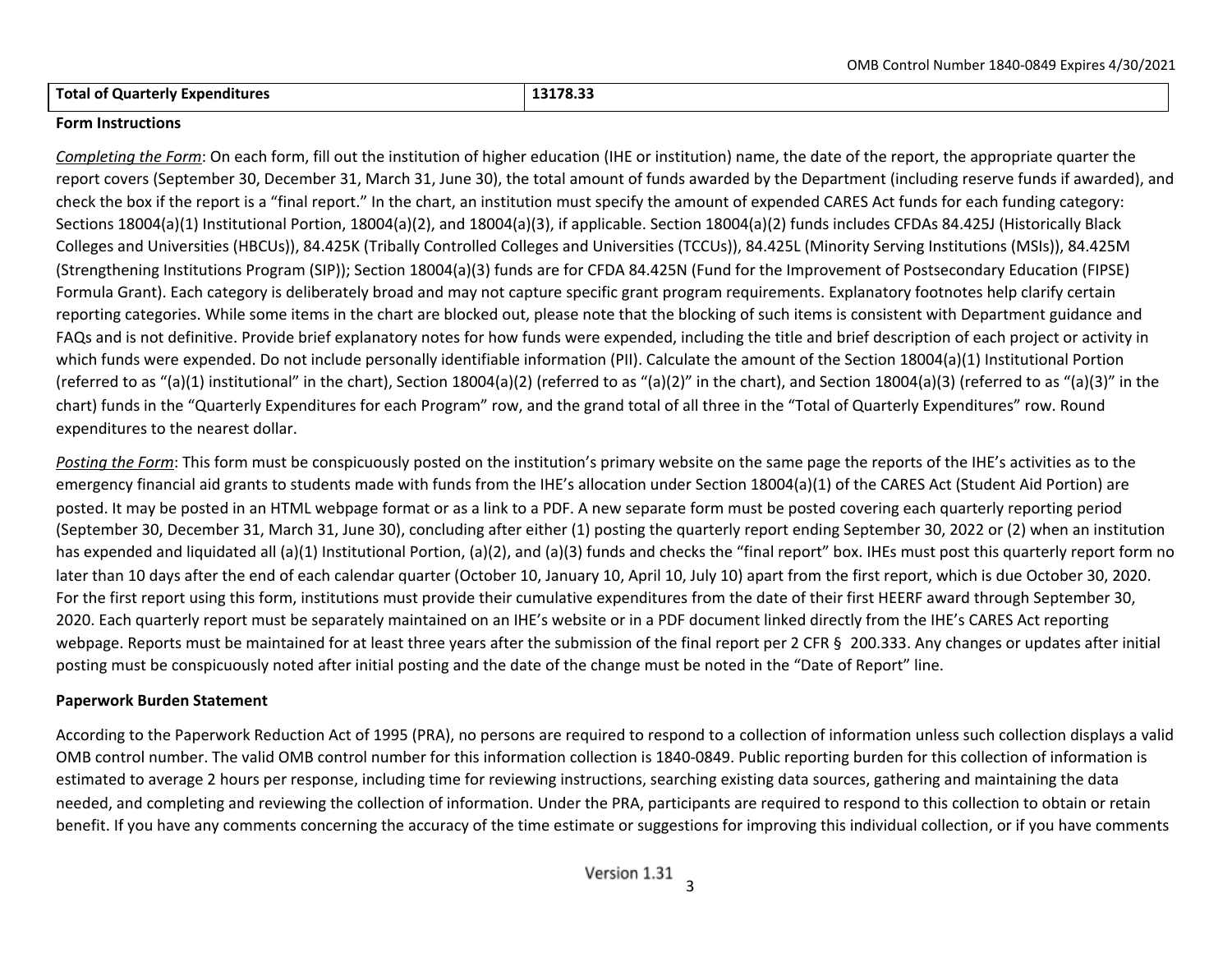| Total of Quarterly Expenditures | 13178.33 |
|---|---|

**Form Instructions**

*Completing the Form*: On each form, fill out the institution of higher education (IHE or institution) name, the date of the report, the appropriate quarter the report covers (September 30, December 31, March 31, June 30), the total amount of funds awarded by the Department (including reserve funds if awarded), and check the box if the report is a "final report." In the chart, an institution must specify the amount of expended CARES Act funds for each funding category: Sections 18004(a)(1) Institutional Portion, 18004(a)(2), and 18004(a)(3), if applicable. Section 18004(a)(2) funds includes CFDAs 84.425J (Historically Black Colleges and Universities (HBCUs)), 84.425K (Tribally Controlled Colleges and Universities (TCCUs)), 84.425L (Minority Serving Institutions (MSIs)), 84.425M (Strengthening Institutions Program (SIP)); Section 18004(a)(3) funds are for CFDA 84.425N (Fund for the Improvement of Postsecondary Education (FIPSE) Formula Grant). Each category is deliberately broad and may not capture specific grant program requirements. Explanatory footnotes help clarify certain reporting categories. While some items in the chart are blocked out, please note that the blocking of such items is consistent with Department guidance and FAQs and is not definitive. Provide brief explanatory notes for how funds were expended, including the title and brief description of each project or activity in which funds were expended. Do not include personally identifiable information (PII). Calculate the amount of the Section 18004(a)(1) Institutional Portion (referred to as "(a)(1) institutional" in the chart), Section 18004(a)(2) (referred to as "(a)(2)" in the chart), and Section 18004(a)(3) (referred to as "(a)(3)" in the chart) funds in the "Quarterly Expenditures for each Program" row, and the grand total of all three in the "Total of Quarterly Expenditures" row. Round expenditures to the nearest dollar.

*Posting the Form*: This form must be conspicuously posted on the institution's primary website on the same page the reports of the IHE's activities as to the emergency financial aid grants to students made with funds from the IHE's allocation under Section 18004(a)(1) of the CARES Act (Student Aid Portion) are posted. It may be posted in an HTML webpage format or as a link to a PDF. A new separate form must be posted covering each quarterly reporting period (September 30, December 31, March 31, June 30), concluding after either (1) posting the quarterly report ending September 30, 2022 or (2) when an institution has expended and liquidated all (a)(1) Institutional Portion, (a)(2), and (a)(3) funds and checks the "final report" box. IHEs must post this quarterly report form no later than 10 days after the end of each calendar quarter (October 10, January 10, April 10, July 10) apart from the first report, which is due October 30, 2020. For the first report using this form, institutions must provide their cumulative expenditures from the date of their first HEERF award through September 30, 2020. Each quarterly report must be separately maintained on an IHE's website or in a PDF document linked directly from the IHE's CARES Act reporting webpage. Reports must be maintained for at least three years after the submission of the final report per 2 CFR § 200.333. Any changes or updates after initial posting must be conspicuously noted after initial posting and the date of the change must be noted in the "Date of Report" line.

**Paperwork Burden Statement**

According to the Paperwork Reduction Act of 1995 (PRA), no persons are required to respond to a collection of information unless such collection displays a valid OMB control number. The valid OMB control number for this information collection is 1840-0849. Public reporting burden for this collection of information is estimated to average 2 hours per response, including time for reviewing instructions, searching existing data sources, gathering and maintaining the data needed, and completing and reviewing the collection of information. Under the PRA, participants are required to respond to this collection to obtain or retain benefit. If you have any comments concerning the accuracy of the time estimate or suggestions for improving this individual collection, or if you have comments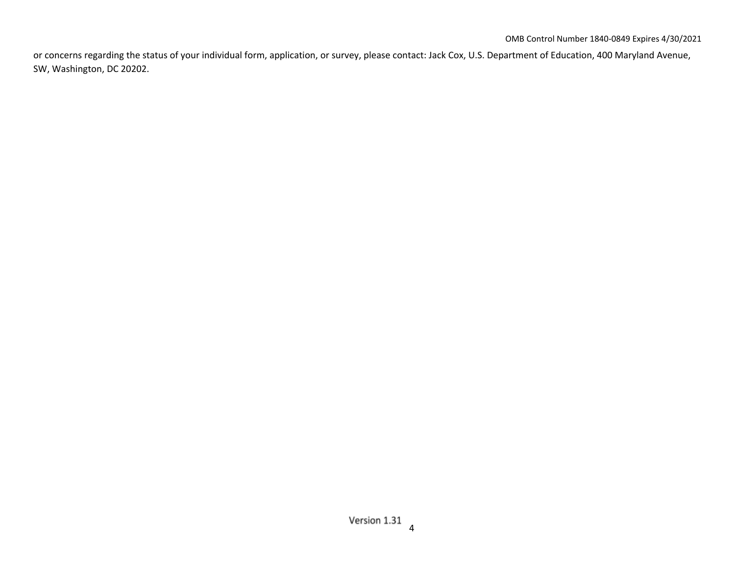or concerns regarding the status of your individual form, application, or survey, please contact: Jack Cox, U.S. Department of Education, 400 Maryland Avenue, SW, Washington, DC 20202.